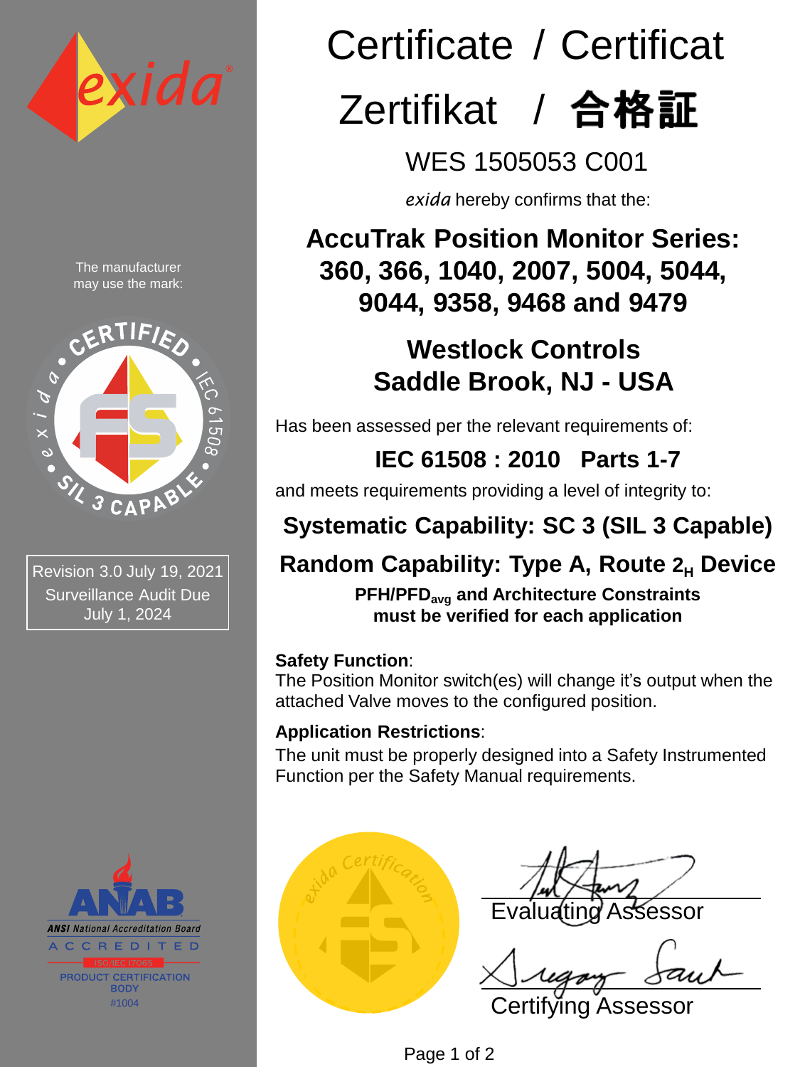# Certificate / Certificat

# Zertifikat / 合格証

## WES 1505053 C001

*exida* hereby confirms that the:

## AccuTrak Position Monitor Series: 360, 366, 1040, 2007, 5004, 5044, 9044, 9358, 9468 and 9479

## Westlock Controls
## Saddle Brook, NJ - USA

Has been assessed per the relevant requirements of:

**IEC 61508 : 2010 Parts 1-7**

and meets requirements providing a level of integrity to:

**Systematic Capability: SC 3 (SIL 3 Capable)**

**Random Capability: Type A, Route $2_H$ Device**

**PFH/PFD$_{avg}$ and Architecture Constraints must be verified for each application**

**Safety Function**:
The Position Monitor switch(es) will change it's output when the attached Valve moves to the configured position.

**Application Restrictions**:
The unit must be properly designed into a Safety Instrumented Function per the Safety Manual requirements.

The manufacturer may use the mark:

CERTIFIED • IEC 61508 • SIL 3 CAPABLE • exida

Revision 3.0 July 19, 2021
Surveillance Audit Due
July 1, 2024

ANAB
ANSI National Accreditation Board
ACCREDITED
ISO/IEC 17065
PRODUCT CERTIFICATION BODY
#1004

Evaluating Assessor

Certifying Assessor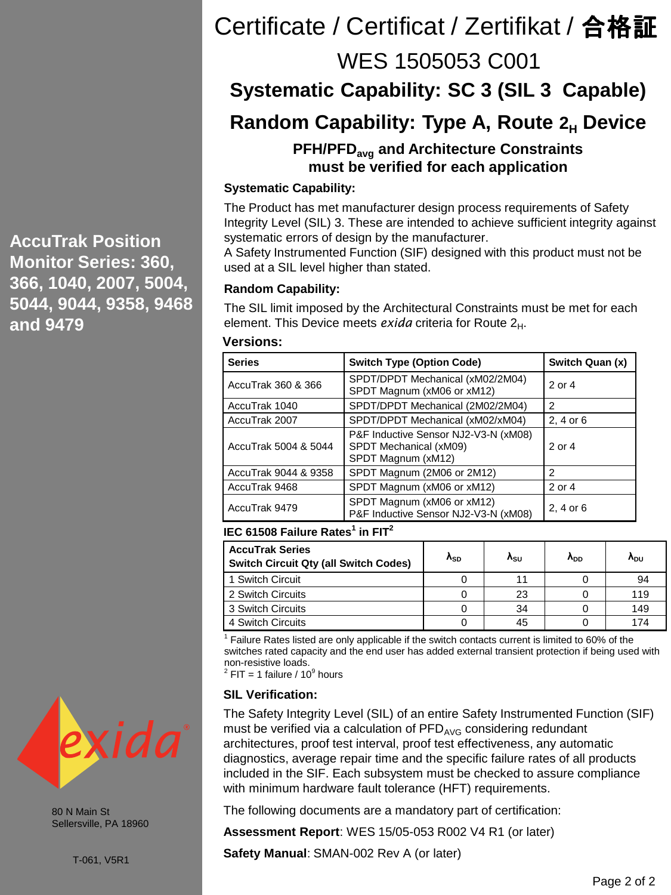# Certificate / Certificat / Zertifikat / 合格証

## WES 1505053 C001

## Systematic Capability: SC 3 (SIL 3 Capable)

## Random Capability: Type A, Route $2_H$ Device

### PFH/PFD$_{avg}$ and Architecture Constraints must be verified for each application

**AccuTrak Position Monitor Series: 360, 366, 1040, 2007, 5004, 5044, 9044, 9358, 9468 and 9479**

**Systematic Capability:**

The Product has met manufacturer design process requirements of Safety Integrity Level (SIL) 3. These are intended to achieve sufficient integrity against systematic errors of design by the manufacturer.
A Safety Instrumented Function (SIF) designed with this product must not be used at a SIL level higher than stated.

**Random Capability:**

The SIL limit imposed by the Architectural Constraints must be met for each element. This Device meets *exida* criteria for Route $2_H$.

**Versions:**

| Series | Switch Type (Option Code) | Switch Quan (x) |
|---|---|---|
| AccuTrak 360 & 366 | SPDT/DPDT Mechanical (xM02/2M04)<br>SPDT Magnum (xM06 or xM12) | 2 or 4 |
| AccuTrak 1040 | SPDT/DPDT Mechanical (2M02/2M04) | 2 |
| AccuTrak 2007 | SPDT/DPDT Mechanical (xM02/xM04) | 2, 4 or 6 |
| AccuTrak 5004 & 5044 | P&F Inductive Sensor NJ2-V3-N (xM08)<br>SPDT Mechanical (xM09)<br>SPDT Magnum (xM12) | 2 or 4 |
| AccuTrak 9044 & 9358 | SPDT Magnum (2M06 or 2M12) | 2 |
| AccuTrak 9468 | SPDT Magnum (xM06 or xM12) | 2 or 4 |
| AccuTrak 9479 | SPDT Magnum (xM06 or xM12)<br>P&F Inductive Sensor NJ2-V3-N (xM08) | 2, 4 or 6 |

**IEC 61508 Failure Rates[1] in FIT[2]**

| AccuTrak Series<br>Switch Circuit Qty (all Switch Codes) | $\lambda_{SD}$ | $\lambda_{SU}$ | $\lambda_{DD}$ | $\lambda_{DU}$ |
|---|---|---|---|---|
| 1 Switch Circuit | 0 | 11 | 0 | 94 |
| 2 Switch Circuits | 0 | 23 | 0 | 119 |
| 3 Switch Circuits | 0 | 34 | 0 | 149 |
| 4 Switch Circuits | 0 | 45 | 0 | 174 |

[1] Failure Rates listed are only applicable if the switch contacts current is limited to 60% of the switches rated capacity and the end user has added external transient protection if being used with non-resistive loads.
[2] FIT = 1 failure / $10^9$ hours

**SIL Verification:**

The Safety Integrity Level (SIL) of an entire Safety Instrumented Function (SIF) must be verified via a calculation of PFD$_{AVG}$ considering redundant architectures, proof test interval, proof test effectiveness, any automatic diagnostics, average repair time and the specific failure rates of all products included in the SIF. Each subsystem must be checked to assure compliance with minimum hardware fault tolerance (HFT) requirements.

The following documents are a mandatory part of certification:

**Assessment Report**: WES 15/05-053 R002 V4 R1 (or later)

**Safety Manual**: SMAN-002 Rev A (or later)

80 N Main St
Sellersville, PA 18960

T-061, V5R1